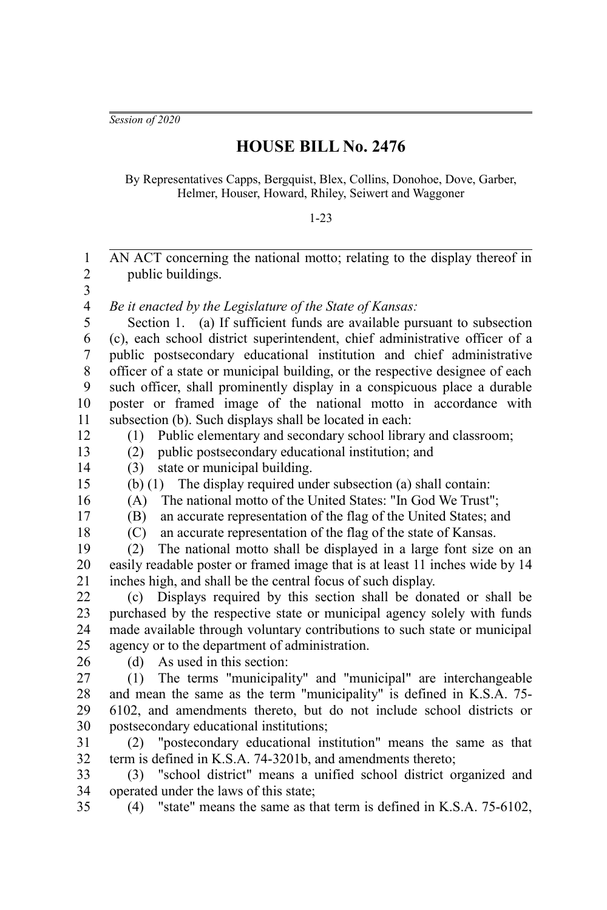*Session of 2020*

# HOUSE BILL No. 2476

By Representatives Capps, Bergquist, Blex, Collins, Donohoe, Dove, Garber, Helmer, Houser, Howard, Rhiley, Seiwert and Waggoner

1-23

AN ACT concerning the national motto; relating to the display thereof in public buildings.

*Be it enacted by the Legislature of the State of Kansas:*

Section 1. (a) If sufficient funds are available pursuant to subsection (c), each school district superintendent, chief administrative officer of a public postsecondary educational institution and chief administrative officer of a state or municipal building, or the respective designee of each such officer, shall prominently display in a conspicuous place a durable poster or framed image of the national motto in accordance with subsection (b). Such displays shall be located in each:

(1) Public elementary and secondary school library and classroom;

(2) public postsecondary educational institution; and

(3) state or municipal building.

(b) (1) The display required under subsection (a) shall contain:

(A) The national motto of the United States: "In God We Trust";

(B) an accurate representation of the flag of the United States; and

(C) an accurate representation of the flag of the state of Kansas.

(2) The national motto shall be displayed in a large font size on an easily readable poster or framed image that is at least 11 inches wide by 14 inches high, and shall be the central focus of such display.

(c) Displays required by this section shall be donated or shall be purchased by the respective state or municipal agency solely with funds made available through voluntary contributions to such state or municipal agency or to the department of administration.

(d) As used in this section:

(1) The terms "municipality" and "municipal" are interchangeable and mean the same as the term "municipality" is defined in K.S.A. 75-6102, and amendments thereto, but do not include school districts or postsecondary educational institutions;

(2) "postecondary educational institution" means the same as that term is defined in K.S.A. 74-3201b, and amendments thereto;

(3) "school district" means a unified school district organized and operated under the laws of this state;

(4) "state" means the same as that term is defined in K.S.A. 75-6102,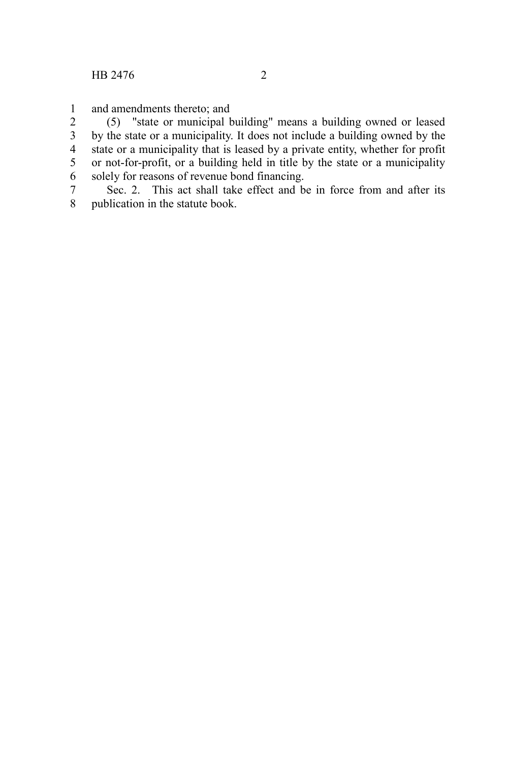and amendments thereto; and

(5) "state or municipal building" means a building owned or leased by the state or a municipality. It does not include a building owned by the state or a municipality that is leased by a private entity, whether for profit or not-for-profit, or a building held in title by the state or a municipality solely for reasons of revenue bond financing.

Sec. 2. This act shall take effect and be in force from and after its publication in the statute book.